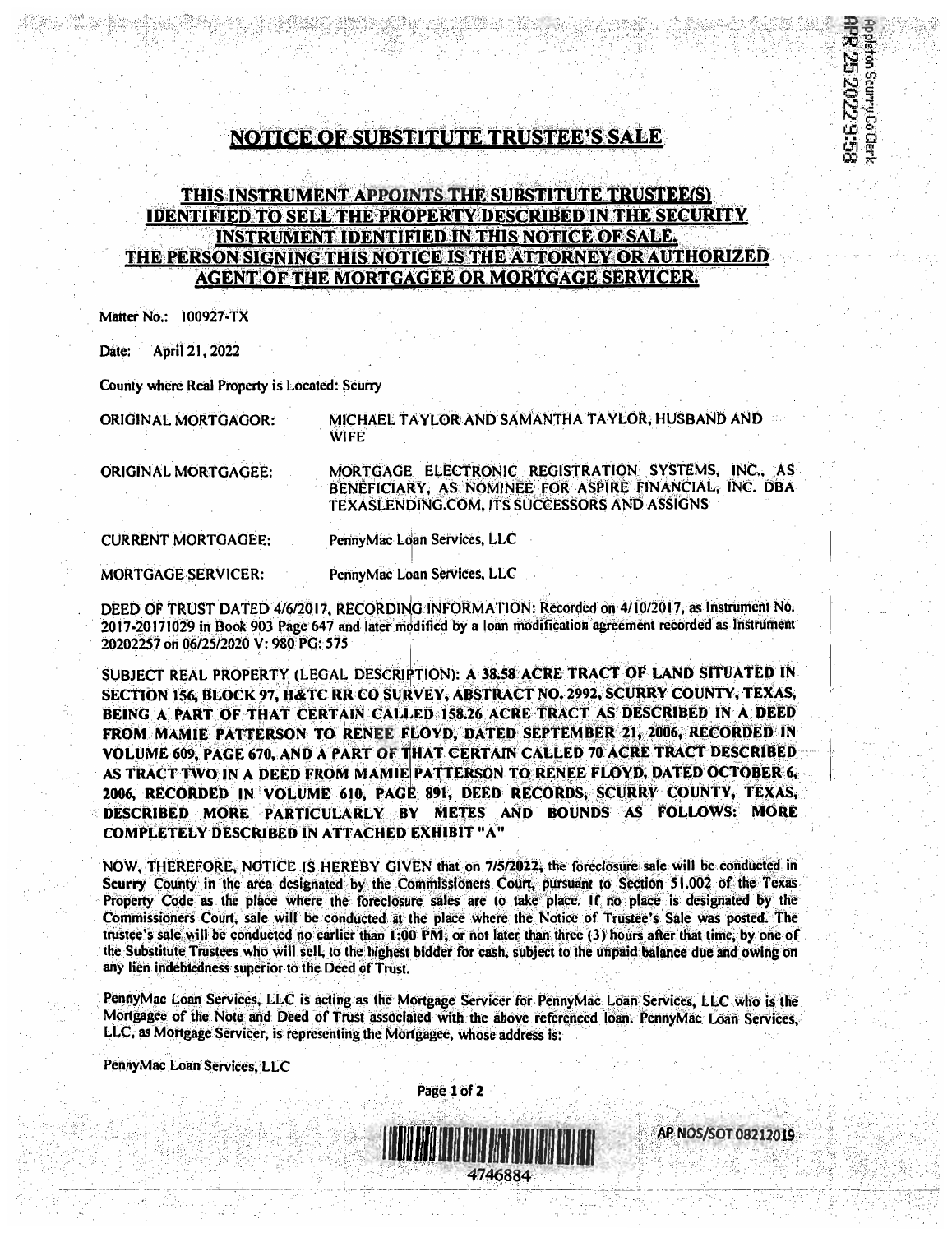Appleton Scurry Co Clerk
APR 25 2022 9:58

# NOTICE OF SUBSTITUTE TRUSTEE'S SALE

## THIS INSTRUMENT APPOINTS THE SUBSTITUTE TRUSTEE(S) IDENTIFIED TO SELL THE PROPERTY DESCRIBED IN THE SECURITY INSTRUMENT IDENTIFIED IN THIS NOTICE OF SALE. THE PERSON SIGNING THIS NOTICE IS THE ATTORNEY OR AUTHORIZED AGENT OF THE MORTGAGEE OR MORTGAGE SERVICER.

Matter No.: 100927-TX

Date: April 21, 2022

County where Real Property is Located: Scurry

| | |
|---|---|
| ORIGINAL MORTGAGOR: | MICHAEL TAYLOR AND SAMANTHA TAYLOR, HUSBAND AND WIFE |
| ORIGINAL MORTGAGEE: | MORTGAGE ELECTRONIC REGISTRATION SYSTEMS, INC., AS BENEFICIARY, AS NOMINEE FOR ASPIRE FINANCIAL, INC. DBA TEXASLENDING.COM, ITS SUCCESSORS AND ASSIGNS |
| CURRENT MORTGAGEE: | PennyMac Loan Services, LLC |
| MORTGAGE SERVICER: | PennyMac Loan Services, LLC |

DEED OF TRUST DATED 4/6/2017, RECORDING INFORMATION: Recorded on 4/10/2017, as Instrument No. 2017-20171029 in Book 903 Page 647 and later modified by a loan modification agreement recorded as Instrument 20202257 on 06/25/2020 V: 980 PG: 575

SUBJECT REAL PROPERTY (LEGAL DESCRIPTION): **A 38.58 ACRE TRACT OF LAND SITUATED IN SECTION 156, BLOCK 97, H&TC RR CO SURVEY, ABSTRACT NO. 2992, SCURRY COUNTY, TEXAS, BEING A PART OF THAT CERTAIN CALLED 158.26 ACRE TRACT AS DESCRIBED IN A DEED FROM MAMIE PATTERSON TO RENEE FLOYD, DATED SEPTEMBER 21, 2006, RECORDED IN VOLUME 609, PAGE 670, AND A PART OF THAT CERTAIN CALLED 70 ACRE TRACT DESCRIBED AS TRACT TWO IN A DEED FROM MAMIE PATTERSON TO RENEE FLOYD, DATED OCTOBER 6, 2006, RECORDED IN VOLUME 610, PAGE 891, DEED RECORDS, SCURRY COUNTY, TEXAS, DESCRIBED MORE PARTICULARLY BY METES AND BOUNDS AS FOLLOWS: MORE COMPLETELY DESCRIBED IN ATTACHED EXHIBIT "A"**

NOW, THEREFORE, NOTICE IS HEREBY GIVEN that on 7/5/2022, the foreclosure sale will be conducted in Scurry County in the area designated by the Commissioners Court, pursuant to Section 51.002 of the Texas Property Code as the place where the foreclosure sales are to take place. If no place is designated by the Commissioners Court, sale will be conducted at the place where the Notice of Trustee's Sale was posted. The trustee's sale will be conducted no earlier than 1:00 PM, or not later than three (3) hours after that time, by one of the Substitute Trustees who will sell, to the highest bidder for cash, subject to the unpaid balance due and owing on any lien indebtedness superior to the Deed of Trust.

PennyMac Loan Services, LLC is acting as the Mortgage Servicer for PennyMac Loan Services, LLC who is the Mortgagee of the Note and Deed of Trust associated with the above referenced loan. PennyMac Loan Services, LLC, as Mortgage Servicer, is representing the Mortgagee, whose address is:

PennyMac Loan Services, LLC

4746884

AP NOS/SOT 08212019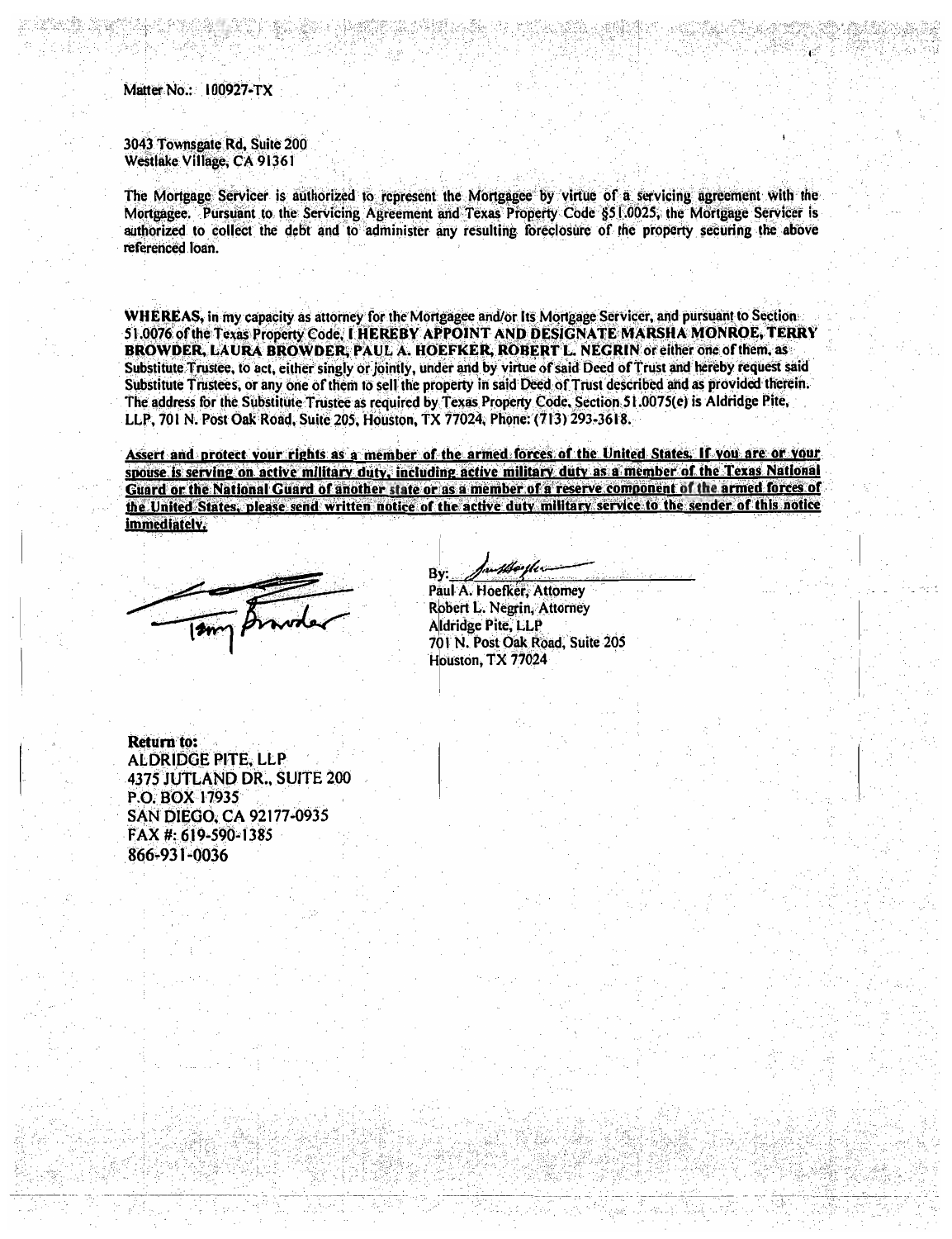Matter No.: 100927-TX

3043 Townsgate Rd, Suite 200
Westlake Village, CA 91361

The Mortgage Servicer is authorized to represent the Mortgagee by virtue of a servicing agreement with the Mortgagee. Pursuant to the Servicing Agreement and Texas Property Code §51.0025, the Mortgage Servicer is authorized to collect the debt and to administer any resulting foreclosure of the property securing the above referenced loan.

**WHEREAS,** in my capacity as attorney for the Mortgagee and/or Its Mortgage Servicer, and pursuant to Section 51.0076 of the Texas Property Code, **I HEREBY APPOINT AND DESIGNATE MARSHA MONROE, TERRY BROWDER, LAURA BROWDER, PAUL A. HOEFKER, ROBERT L. NEGRIN** or either one of them, as Substitute Trustee, to act, either singly or jointly, under and by virtue of said Deed of Trust and hereby request said Substitute Trustees, or any one of them to sell the property in said Deed of Trust described and as provided therein. The address for the Substitute Trustee as required by Texas Property Code, Section 51.0075(e) is Aldridge Pite, LLP, 701 N. Post Oak Road, Suite 205, Houston, TX 77024, Phone: (713) 293-3618.

**Assert and protect your rights as a member of the armed forces of the United States. If you are or your spouse is serving on active military duty, including active military duty as a member of the Texas National Guard or the National Guard of another state or as a member of a reserve component of the armed forces of the United States, please send written notice of the active duty military service to the sender of this notice immediately.**

Terry Browder

By: ______________________
Paul A. Hoefker, Attorney
Robert L. Negrin, Attorney
Aldridge Pite, LLP
701 N. Post Oak Road, Suite 205
Houston, TX 77024

**Return to:**
ALDRIDGE PITE, LLP
4375 JUTLAND DR., SUITE 200
P.O. BOX 17935
SAN DIEGO, CA 92177-0935
FAX #: 619-590-1385
866-931-0036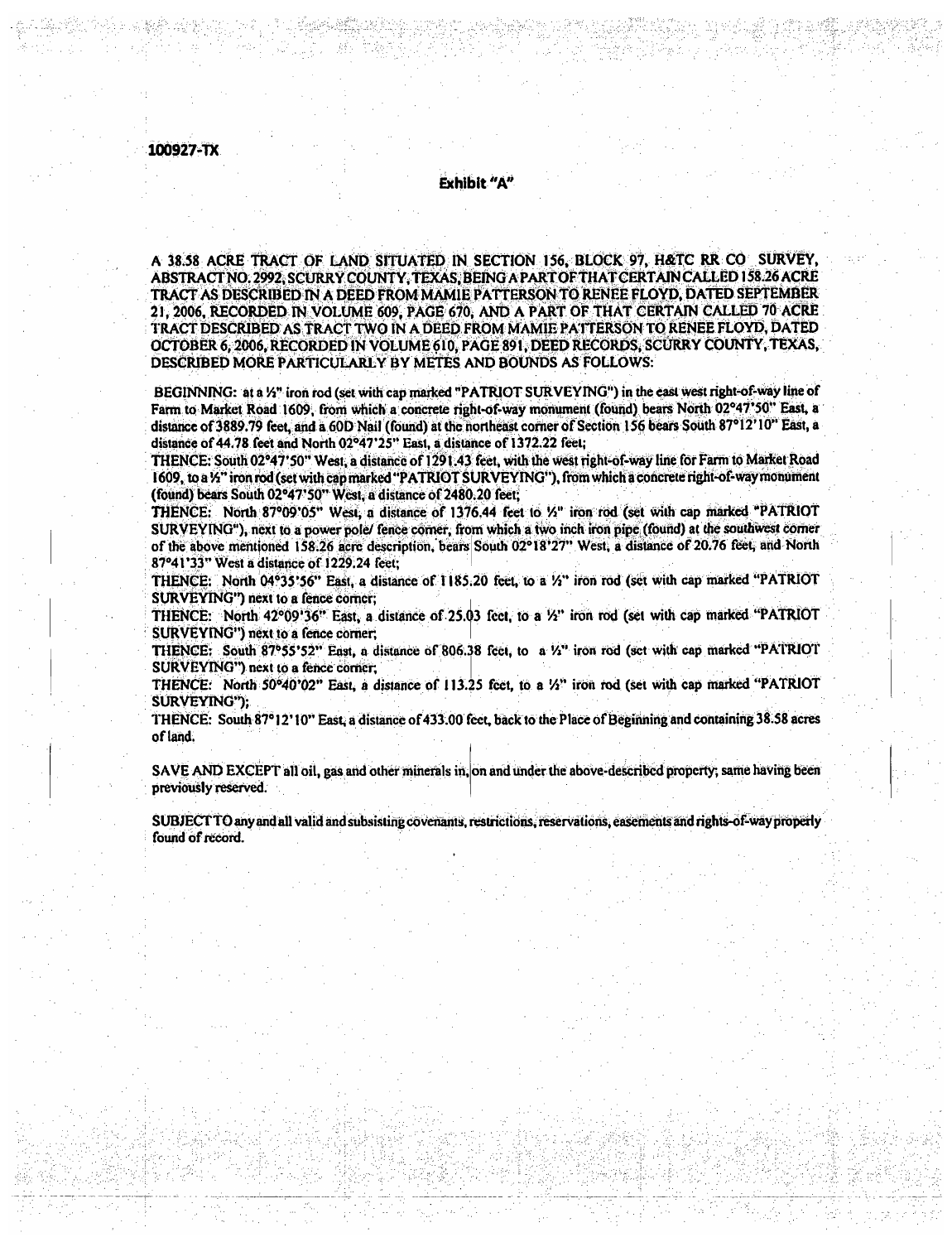100927-TX

## Exhibit "A"

A 38.58 ACRE TRACT OF LAND SITUATED IN SECTION 156, BLOCK 97, H&TC RR CO SURVEY, ABSTRACT NO. 2992, SCURRY COUNTY, TEXAS, BEING A PART OF THAT CERTAIN CALLED 158.26 ACRE TRACT AS DESCRIBED IN A DEED FROM MAMIE PATTERSON TO RENEE FLOYD, DATED SEPTEMBER 21, 2006, RECORDED IN VOLUME 609, PAGE 670, AND A PART OF THAT CERTAIN CALLED 70 ACRE TRACT DESCRIBED AS TRACT TWO IN A DEED FROM MAMIE PATTERSON TO RENEE FLOYD, DATED OCTOBER 6, 2006, RECORDED IN VOLUME 610, PAGE 891, DEED RECORDS, SCURRY COUNTY, TEXAS, DESCRIBED MORE PARTICULARLY BY METES AND BOUNDS AS FOLLOWS:

BEGINNING: at a ½" iron rod (set with cap marked "PATRIOT SURVEYING") in the east west right-of-way line of Farm to Market Road 1609, from which a concrete right-of-way monument (found) bears North 02°47'50" East, a distance of 3889.79 feet, and a 60D Nail (found) at the northeast corner of Section 156 bears South 87°12'10" East, a distance of 44.78 feet and North 02°47'25" East, a distance of 1372.22 feet;

THENCE: South 02°47'50" West, a distance of 1291.43 feet, with the west right-of-way line for Farm to Market Road 1609, to a ½" iron rod (set with cap marked "PATRIOT SURVEYING"), from which a concrete right-of-way monument (found) bears South 02°47'50" West, a distance of 2480.20 feet;

THENCE: North 87°09'05" West, a distance of 1376.44 feet to ½" iron rod (set with cap marked "PATRIOT SURVEYING"), next to a power pole/ fence corner, from which a two inch iron pipe (found) at the southwest corner of the above mentioned 158.26 acre description, bears South 02°18'27" West, a distance of 20.76 feet, and North 87°41'33" West a distance of 1229.24 feet;

THENCE: North 04°35'56" East, a distance of 1185.20 feet, to a ½" iron rod (set with cap marked "PATRIOT SURVEYING") next to a fence corner;

THENCE: North 42°09'36" East, a distance of 25.03 feet, to a ½" iron rod (set with cap marked "PATRIOT SURVEYING") next to a fence corner;

THENCE: South 87°55'52" East, a distance of 806.38 feet, to a ½" iron rod (set with cap marked "PATRIOT SURVEYING") next to a fence corner;

THENCE: North 50°40'02" East, a distance of 113.25 feet, to a ½" iron rod (set with cap marked "PATRIOT SURVEYING");

THENCE: South 87°12'10" East, a distance of 433.00 feet, back to the Place of Beginning and containing 38.58 acres of land.

SAVE AND EXCEPT all oil, gas and other minerals in, on and under the above-described property; same having been previously reserved.

SUBJECT TO any and all valid and subsisting covenants, restrictions, reservations, easements and rights-of-way properly found of record.